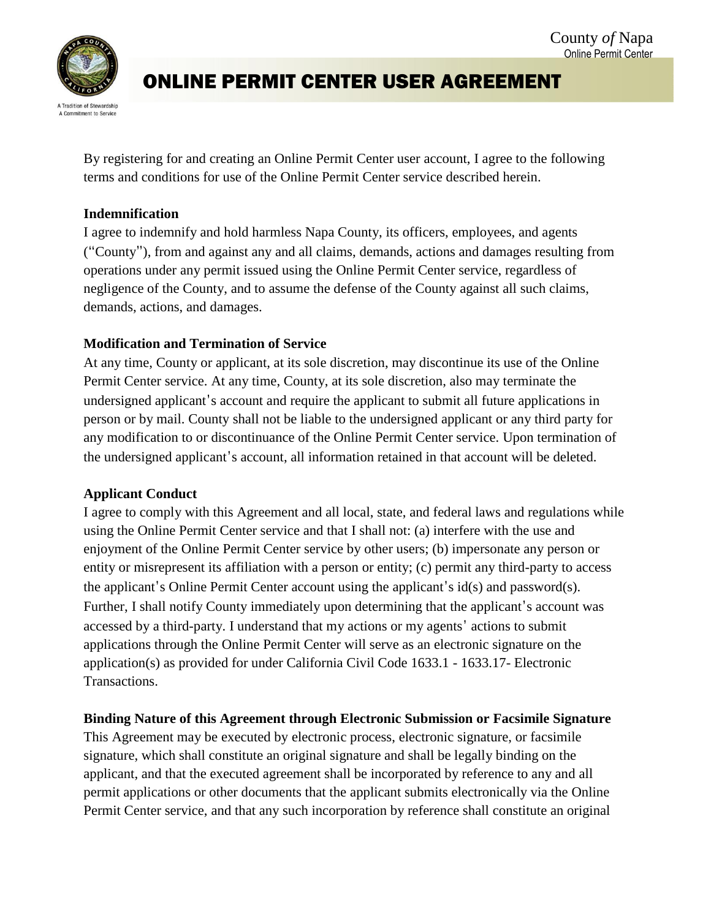# ONLINE PERMIT CENTER USER AGREEMENT

By registering for and creating an Online Permit Center user account, I agree to the following terms and conditions for use of the Online Permit Center service described herein.

**Indemnification**

I agree to indemnify and hold harmless Napa County, its officers, employees, and agents ("County"), from and against any and all claims, demands, actions and damages resulting from operations under any permit issued using the Online Permit Center service, regardless of negligence of the County, and to assume the defense of the County against all such claims, demands, actions, and damages.

**Modification and Termination of Service**

At any time, County or applicant, at its sole discretion, may discontinue its use of the Online Permit Center service. At any time, County, at its sole discretion, also may terminate the undersigned applicant's account and require the applicant to submit all future applications in person or by mail. County shall not be liable to the undersigned applicant or any third party for any modification to or discontinuance of the Online Permit Center service. Upon termination of the undersigned applicant's account, all information retained in that account will be deleted.

**Applicant Conduct**

I agree to comply with this Agreement and all local, state, and federal laws and regulations while using the Online Permit Center service and that I shall not: (a) interfere with the use and enjoyment of the Online Permit Center service by other users; (b) impersonate any person or entity or misrepresent its affiliation with a person or entity; (c) permit any third-party to access the applicant's Online Permit Center account using the applicant's id(s) and password(s). Further, I shall notify County immediately upon determining that the applicant's account was accessed by a third-party. I understand that my actions or my agents' actions to submit applications through the Online Permit Center will serve as an electronic signature on the application(s) as provided for under California Civil Code 1633.1 - 1633.17- Electronic Transactions.

**Binding Nature of this Agreement through Electronic Submission or Facsimile Signature**

This Agreement may be executed by electronic process, electronic signature, or facsimile signature, which shall constitute an original signature and shall be legally binding on the applicant, and that the executed agreement shall be incorporated by reference to any and all permit applications or other documents that the applicant submits electronically via the Online Permit Center service, and that any such incorporation by reference shall constitute an original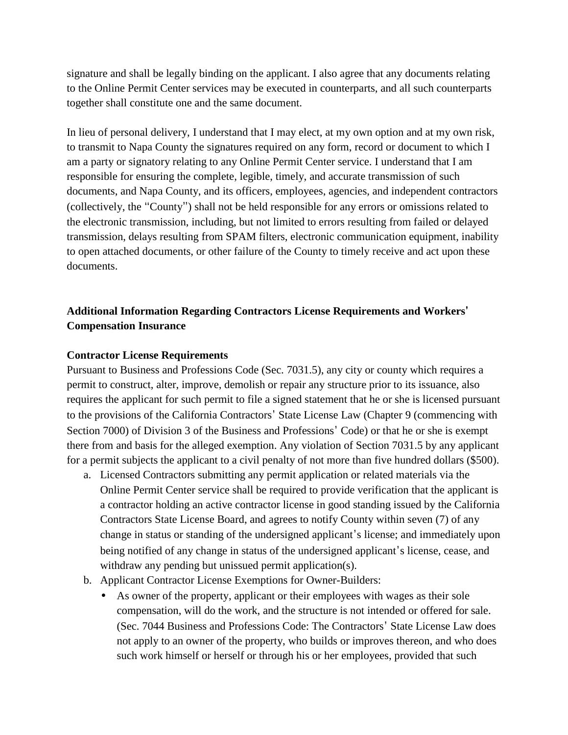signature and shall be legally binding on the applicant. I also agree that any documents relating to the Online Permit Center services may be executed in counterparts, and all such counterparts together shall constitute one and the same document.

In lieu of personal delivery, I understand that I may elect, at my own option and at my own risk, to transmit to Napa County the signatures required on any form, record or document to which I am a party or signatory relating to any Online Permit Center service. I understand that I am responsible for ensuring the complete, legible, timely, and accurate transmission of such documents, and Napa County, and its officers, employees, agencies, and independent contractors (collectively, the "County") shall not be held responsible for any errors or omissions related to the electronic transmission, including, but not limited to errors resulting from failed or delayed transmission, delays resulting from SPAM filters, electronic communication equipment, inability to open attached documents, or other failure of the County to timely receive and act upon these documents.

**Additional Information Regarding Contractors License Requirements and Workers' Compensation Insurance**

**Contractor License Requirements**

Pursuant to Business and Professions Code (Sec. 7031.5), any city or county which requires a permit to construct, alter, improve, demolish or repair any structure prior to its issuance, also requires the applicant for such permit to file a signed statement that he or she is licensed pursuant to the provisions of the California Contractors' State License Law (Chapter 9 (commencing with Section 7000) of Division 3 of the Business and Professions' Code) or that he or she is exempt there from and basis for the alleged exemption. Any violation of Section 7031.5 by any applicant for a permit subjects the applicant to a civil penalty of not more than five hundred dollars ($500).

a. Licensed Contractors submitting any permit application or related materials via the Online Permit Center service shall be required to provide verification that the applicant is a contractor holding an active contractor license in good standing issued by the California Contractors State License Board, and agrees to notify County within seven (7) of any change in status or standing of the undersigned applicant's license; and immediately upon being notified of any change in status of the undersigned applicant's license, cease, and withdraw any pending but unissued permit application(s).
b. Applicant Contractor License Exemptions for Owner-Builders:
   - As owner of the property, applicant or their employees with wages as their sole compensation, will do the work, and the structure is not intended or offered for sale. (Sec. 7044 Business and Professions Code: The Contractors' State License Law does not apply to an owner of the property, who builds or improves thereon, and who does such work himself or herself or through his or her employees, provided that such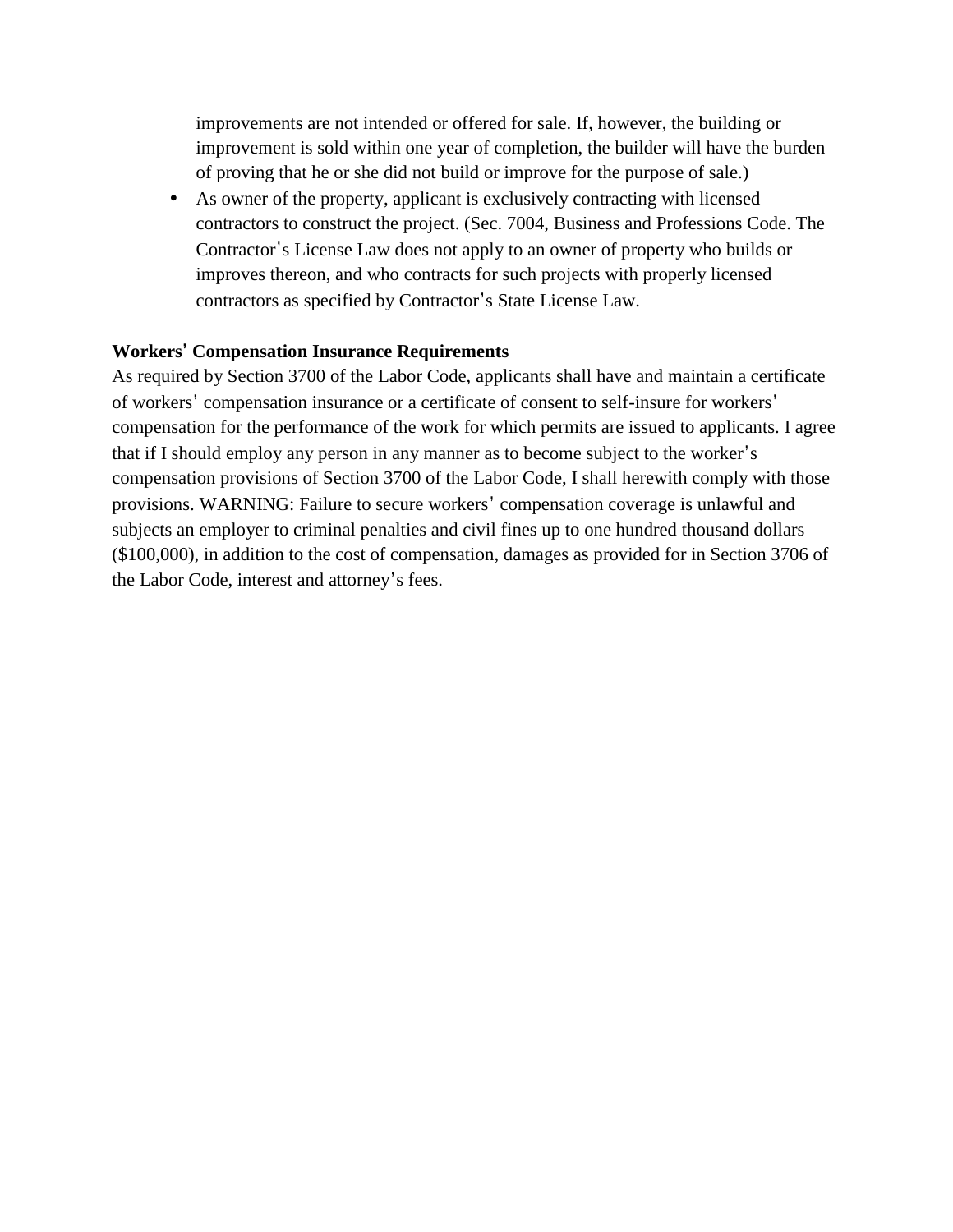improvements are not intended or offered for sale. If, however, the building or improvement is sold within one year of completion, the builder will have the burden of proving that he or she did not build or improve for the purpose of sale.)

- As owner of the property, applicant is exclusively contracting with licensed contractors to construct the project. (Sec. 7004, Business and Professions Code. The Contractor's License Law does not apply to an owner of property who builds or improves thereon, and who contracts for such projects with properly licensed contractors as specified by Contractor's State License Law.

**Workers' Compensation Insurance Requirements**

As required by Section 3700 of the Labor Code, applicants shall have and maintain a certificate of workers' compensation insurance or a certificate of consent to self-insure for workers' compensation for the performance of the work for which permits are issued to applicants. I agree that if I should employ any person in any manner as to become subject to the worker's compensation provisions of Section 3700 of the Labor Code, I shall herewith comply with those provisions. WARNING: Failure to secure workers' compensation coverage is unlawful and subjects an employer to criminal penalties and civil fines up to one hundred thousand dollars ($100,000), in addition to the cost of compensation, damages as provided for in Section 3706 of the Labor Code, interest and attorney's fees.